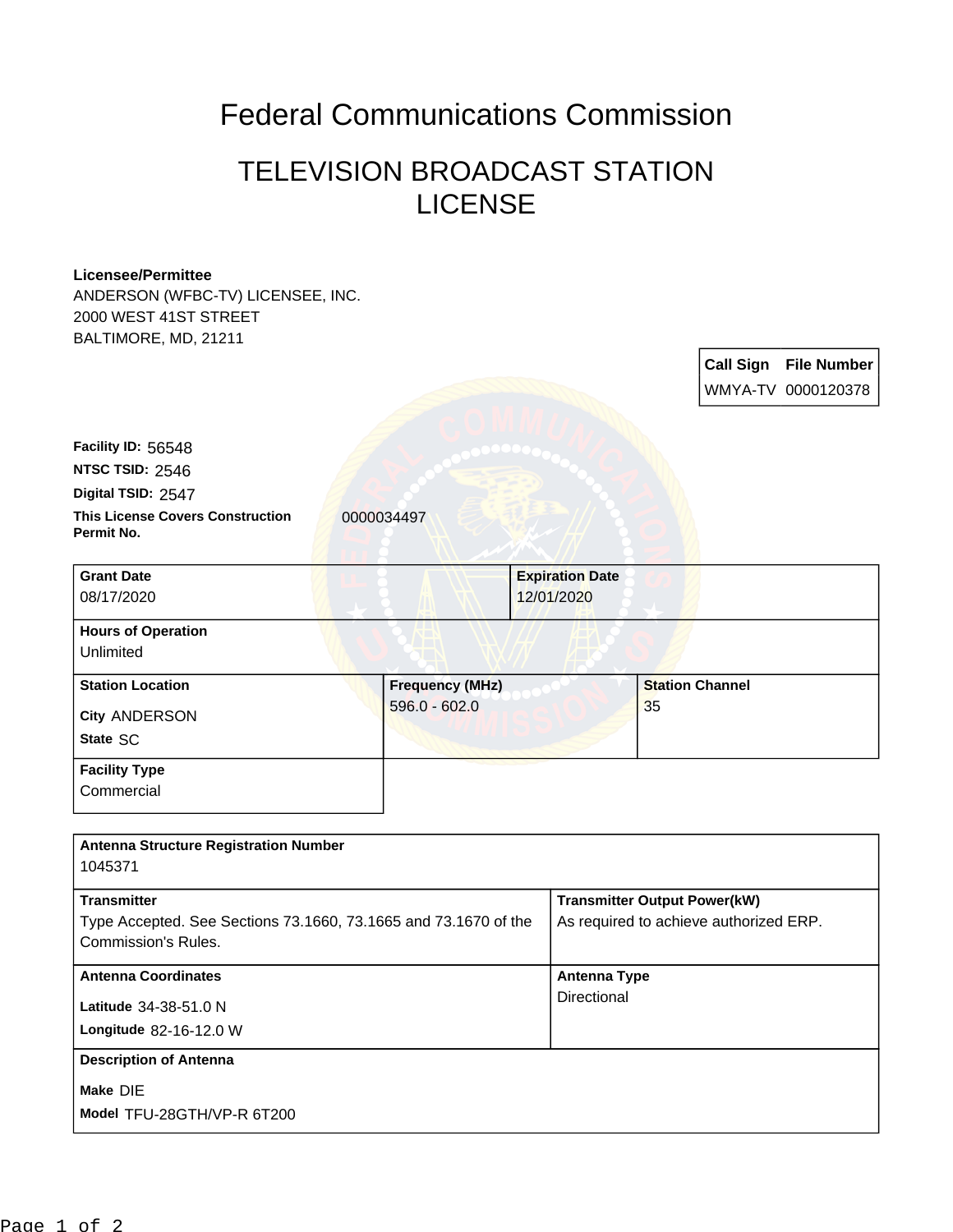# Federal Communications Commission

## TELEVISION BROADCAST STATION LICENSE

**Licensee/Permittee**
ANDERSON (WFBC-TV) LICENSEE, INC.
2000 WEST 41ST STREET
BALTIMORE, MD, 21211

| Call Sign | File Number |
|---|---|
| WMYA-TV | 0000120378 |

**Facility ID:** 56548
**NTSC TSID:** 2546
**Digital TSID:** 2547
**This License Covers Construction Permit No.** 0000034497

| Grant Date | Expiration Date |
|---|---|
| 08/17/2020 | 12/01/2020 |

**Hours of Operation**
Unlimited

| Station Location | Frequency (MHz) | Station Channel |
|---|---|---|
| City ANDERSON<br>State SC | 596.0 - 602.0 | 35 |

**Facility Type**
Commercial

**Antenna Structure Registration Number**
1045371

| Transmitter | Transmitter Output Power(kW) |
|---|---|
| Type Accepted. See Sections 73.1660, 73.1665 and 73.1670 of the Commission's Rules. | As required to achieve authorized ERP. |

| Antenna Coordinates | Antenna Type |
|---|---|
| Latitude 34-38-51.0 N<br>Longitude 82-16-12.0 W | Directional |

**Description of Antenna**
Make DIE
Model TFU-28GTH/VP-R 6T200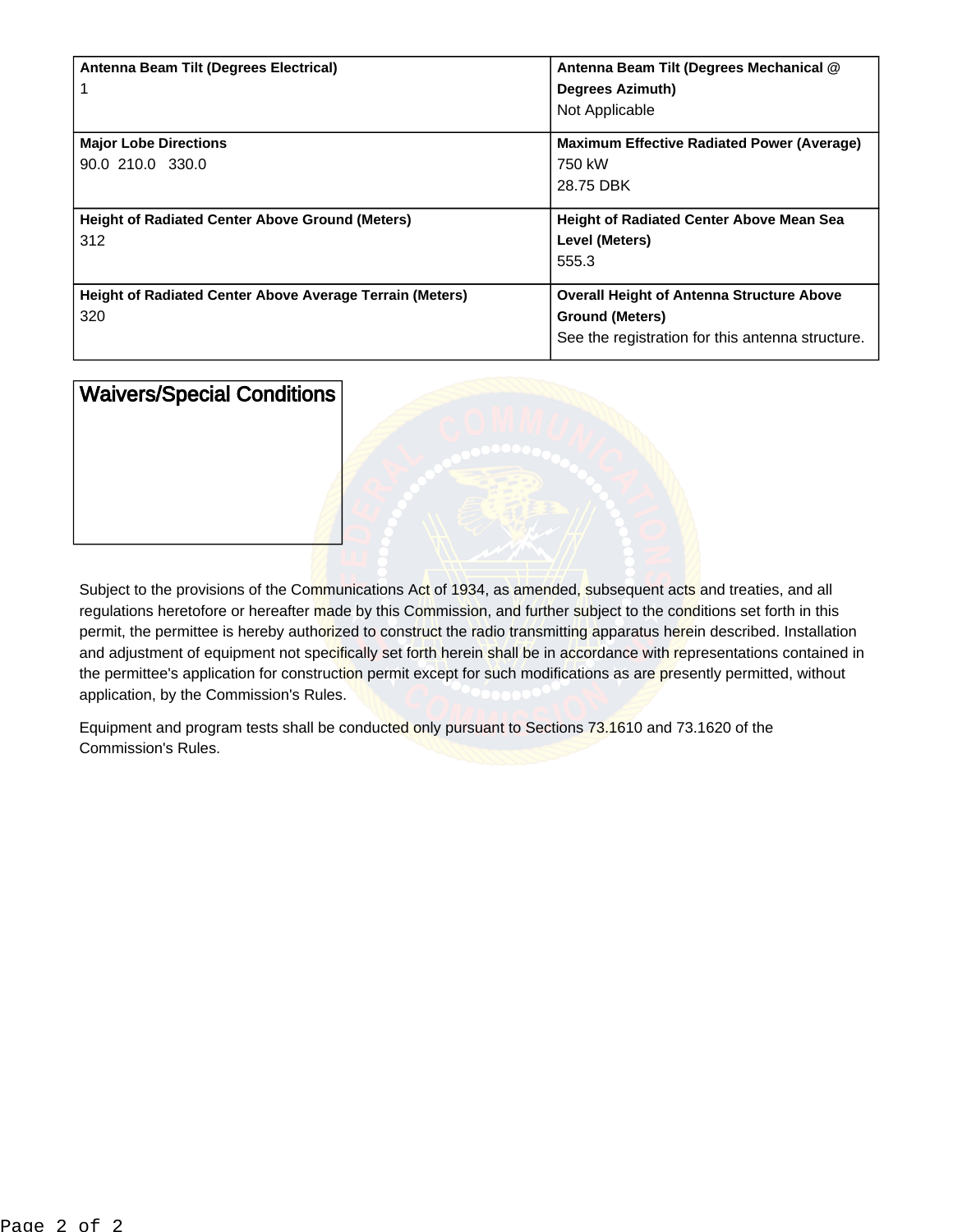| | |
|---|---|
| **Antenna Beam Tilt (Degrees Electrical)**<br>1 | **Antenna Beam Tilt (Degrees Mechanical @ Degrees Azimuth)**<br>Not Applicable |
| **Major Lobe Directions**<br>90.0 210.0 330.0 | **Maximum Effective Radiated Power (Average)**<br>750 kW<br>28.75 DBK |
| **Height of Radiated Center Above Ground (Meters)**<br>312 | **Height of Radiated Center Above Mean Sea Level (Meters)**<br>555.3 |
| **Height of Radiated Center Above Average Terrain (Meters)**<br>320 | **Overall Height of Antenna Structure Above Ground (Meters)**<br>See the registration for this antenna structure. |

## Waivers/Special Conditions

Subject to the provisions of the Communications Act of 1934, as amended, subsequent acts and treaties, and all regulations heretofore or hereafter made by this Commission, and further subject to the conditions set forth in this permit, the permittee is hereby authorized to construct the radio transmitting apparatus herein described. Installation and adjustment of equipment not specifically set forth herein shall be in accordance with representations contained in the permittee's application for construction permit except for such modifications as are presently permitted, without application, by the Commission's Rules.

Equipment and program tests shall be conducted only pursuant to Sections 73.1610 and 73.1620 of the Commission's Rules.